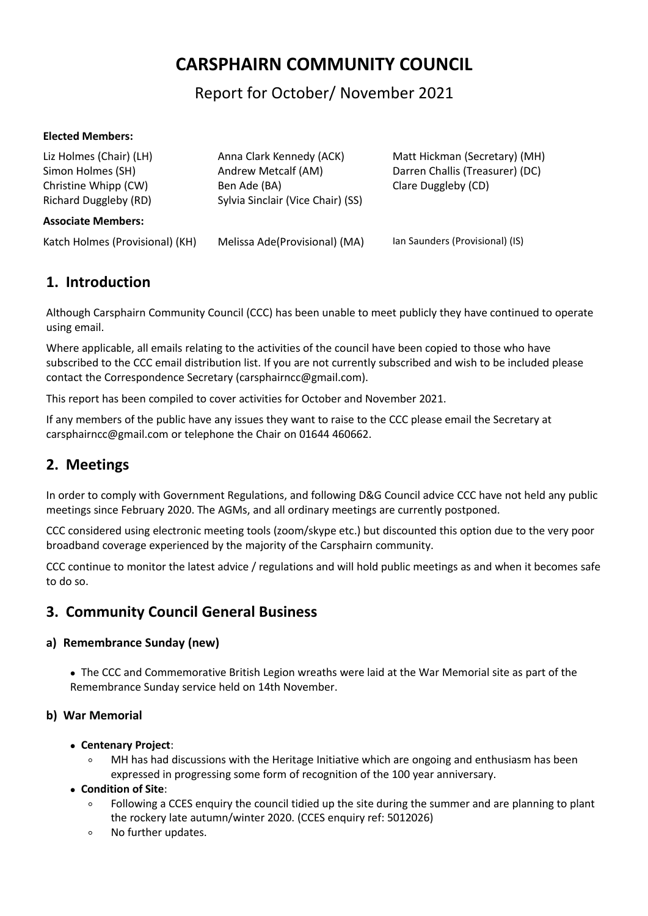# CARSPHAIRN COMMUNITY COUNCIL

## Report for October/ November 2021

**Elected Members:**

| | | |
|---|---|---|
| Liz Holmes (Chair) (LH) | Anna Clark Kennedy (ACK) | Matt Hickman (Secretary) (MH) |
| Simon Holmes (SH) | Andrew Metcalf (AM) | Darren Challis (Treasurer) (DC) |
| Christine Whipp (CW) | Ben Ade (BA) | Clare Duggleby (CD) |
| Richard Duggleby (RD) | Sylvia Sinclair (Vice Chair) (SS) | |

**Associate Members:**

| | | |
|---|---|---|
| Katch Holmes (Provisional) (KH) | Melissa Ade(Provisional) (MA) | Ian Saunders (Provisional) (IS) |

## 1. Introduction

Although Carsphairn Community Council (CCC) has been unable to meet publicly they have continued to operate using email.

Where applicable, all emails relating to the activities of the council have been copied to those who have subscribed to the CCC email distribution list. If you are not currently subscribed and wish to be included please contact the Correspondence Secretary (carsphairncc@gmail.com).

This report has been compiled to cover activities for October and November 2021.

If any members of the public have any issues they want to raise to the CCC please email the Secretary at carsphairncc@gmail.com or telephone the Chair on 01644 460662.

## 2. Meetings

In order to comply with Government Regulations, and following D&G Council advice CCC have not held any public meetings since February 2020. The AGMs, and all ordinary meetings are currently postponed.

CCC considered using electronic meeting tools (zoom/skype etc.) but discounted this option due to the very poor broadband coverage experienced by the majority of the Carsphairn community.

CCC continue to monitor the latest advice / regulations and will hold public meetings as and when it becomes safe to do so.

## 3. Community Council General Business

### a) Remembrance Sunday (new)

- The CCC and Commemorative British Legion wreaths were laid at the War Memorial site as part of the Remembrance Sunday service held on 14th November.

### b) War Memorial

- **Centenary Project**:
  - MH has had discussions with the Heritage Initiative which are ongoing and enthusiasm has been expressed in progressing some form of recognition of the 100 year anniversary.
- **Condition of Site**:
  - Following a CCES enquiry the council tidied up the site during the summer and are planning to plant the rockery late autumn/winter 2020. (CCES enquiry ref: 5012026)
  - No further updates.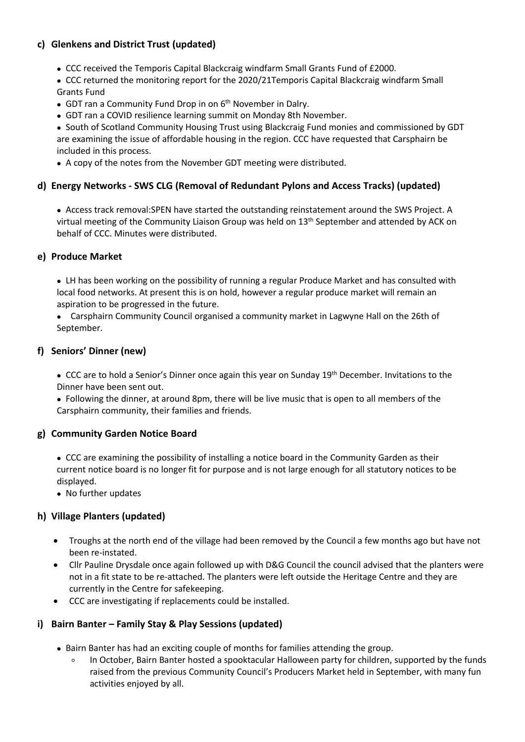### c) Glenkens and District Trust (updated)

- CCC received the Temporis Capital Blackcraig windfarm Small Grants Fund of £2000.
- CCC returned the monitoring report for the 2020/21Temporis Capital Blackcraig windfarm Small Grants Fund
- GDT ran a Community Fund Drop in on 6th November in Dalry.
- GDT ran a COVID resilience learning summit on Monday 8th November.
- South of Scotland Community Housing Trust using Blackcraig Fund monies and commissioned by GDT are examining the issue of affordable housing in the region. CCC have requested that Carsphairn be included in this process.
- A copy of the notes from the November GDT meeting were distributed.

### d) Energy Networks - SWS CLG (Removal of Redundant Pylons and Access Tracks) (updated)

- Access track removal:SPEN have started the outstanding reinstatement around the SWS Project. A virtual meeting of the Community Liaison Group was held on 13th September and attended by ACK on behalf of CCC. Minutes were distributed.

### e) Produce Market

- LH has been working on the possibility of running a regular Produce Market and has consulted with local food networks. At present this is on hold, however a regular produce market will remain an aspiration to be progressed in the future.
- Carsphairn Community Council organised a community market in Lagwyne Hall on the 26th of September.

### f) Seniors' Dinner (new)

- CCC are to hold a Senior's Dinner once again this year on Sunday 19th December. Invitations to the Dinner have been sent out.
- Following the dinner, at around 8pm, there will be live music that is open to all members of the Carsphairn community, their families and friends.

### g) Community Garden Notice Board

- CCC are examining the possibility of installing a notice board in the Community Garden as their current notice board is no longer fit for purpose and is not large enough for all statutory notices to be displayed.
- No further updates

### h) Village Planters (updated)

- Troughs at the north end of the village had been removed by the Council a few months ago but have not been re-instated.
- Cllr Pauline Drysdale once again followed up with D&G Council the council advised that the planters were not in a fit state to be re-attached. The planters were left outside the Heritage Centre and they are currently in the Centre for safekeeping.
- CCC are investigating if replacements could be installed.

### i) Bairn Banter – Family Stay & Play Sessions (updated)

- Bairn Banter has had an exciting couple of months for families attending the group.
  - In October, Bairn Banter hosted a spooktacular Halloween party for children, supported by the funds raised from the previous Community Council's Producers Market held in September, with many fun activities enjoyed by all.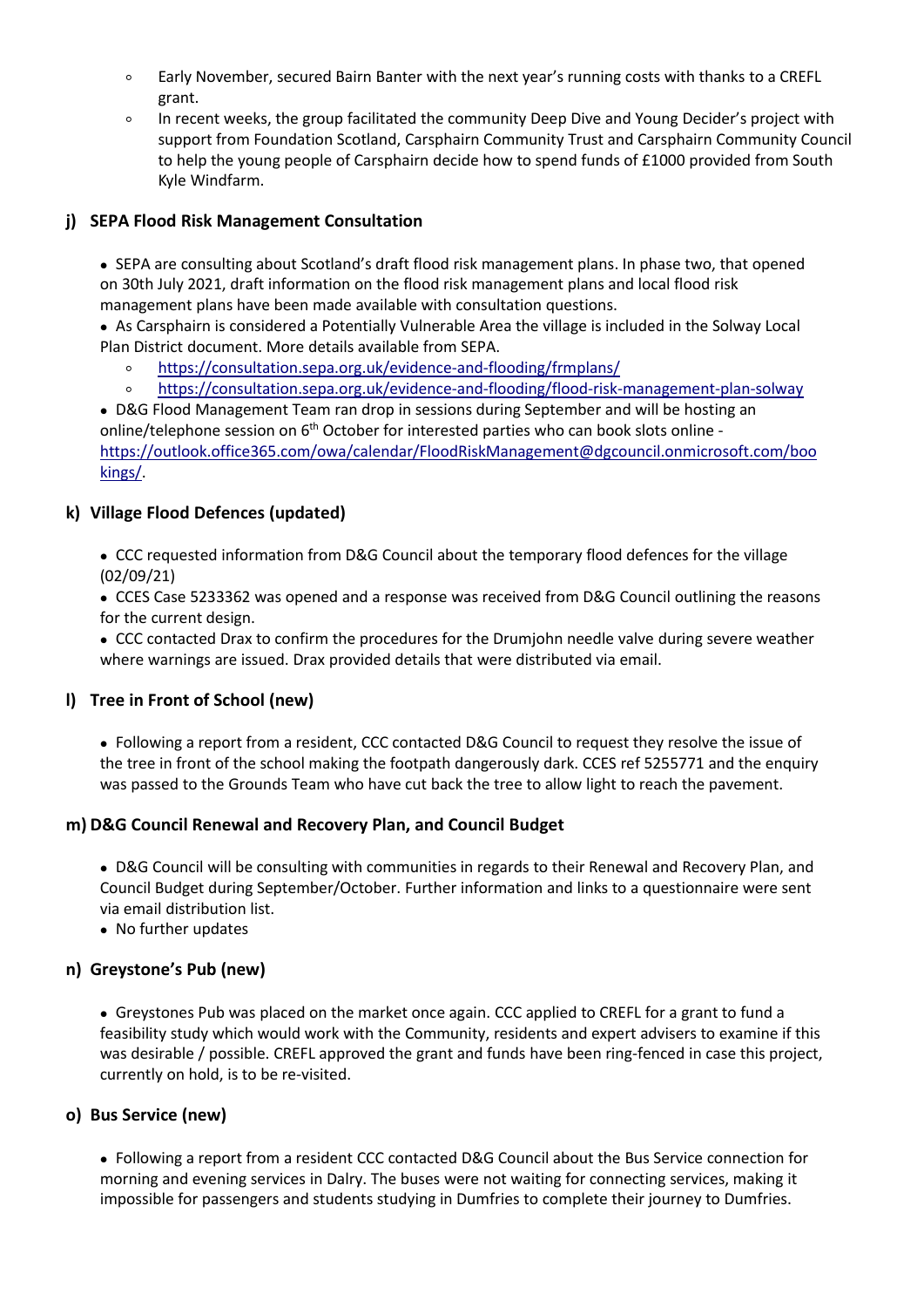- Early November, secured Bairn Banter with the next year's running costs with thanks to a CREFL grant.
- In recent weeks, the group facilitated the community Deep Dive and Young Decider's project with support from Foundation Scotland, Carsphairn Community Trust and Carsphairn Community Council to help the young people of Carsphairn decide how to spend funds of £1000 provided from South Kyle Windfarm.

### j) SEPA Flood Risk Management Consultation

- SEPA are consulting about Scotland's draft flood risk management plans. In phase two, that opened on 30th July 2021, draft information on the flood risk management plans and local flood risk management plans have been made available with consultation questions.
- As Carsphairn is considered a Potentially Vulnerable Area the village is included in the Solway Local Plan District document. More details available from SEPA.
  - https://consultation.sepa.org.uk/evidence-and-flooding/frmplans/
  - https://consultation.sepa.org.uk/evidence-and-flooding/flood-risk-management-plan-solway
- D&G Flood Management Team ran drop in sessions during September and will be hosting an online/telephone session on 6th October for interested parties who can book slots online - https://outlook.office365.com/owa/calendar/FloodRiskManagement@dgcouncil.onmicrosoft.com/bookings/.

### k) Village Flood Defences (updated)

- CCC requested information from D&G Council about the temporary flood defences for the village (02/09/21)
- CCES Case 5233362 was opened and a response was received from D&G Council outlining the reasons for the current design.
- CCC contacted Drax to confirm the procedures for the Drumjohn needle valve during severe weather where warnings are issued. Drax provided details that were distributed via email.

### l) Tree in Front of School (new)

- Following a report from a resident, CCC contacted D&G Council to request they resolve the issue of the tree in front of the school making the footpath dangerously dark. CCES ref 5255771 and the enquiry was passed to the Grounds Team who have cut back the tree to allow light to reach the pavement.

### m) D&G Council Renewal and Recovery Plan, and Council Budget

- D&G Council will be consulting with communities in regards to their Renewal and Recovery Plan, and Council Budget during September/October. Further information and links to a questionnaire were sent via email distribution list.
- No further updates

### n) Greystone's Pub (new)

- Greystones Pub was placed on the market once again. CCC applied to CREFL for a grant to fund a feasibility study which would work with the Community, residents and expert advisers to examine if this was desirable / possible. CREFL approved the grant and funds have been ring-fenced in case this project, currently on hold, is to be re-visited.

### o) Bus Service (new)

- Following a report from a resident CCC contacted D&G Council about the Bus Service connection for morning and evening services in Dalry. The buses were not waiting for connecting services, making it impossible for passengers and students studying in Dumfries to complete their journey to Dumfries.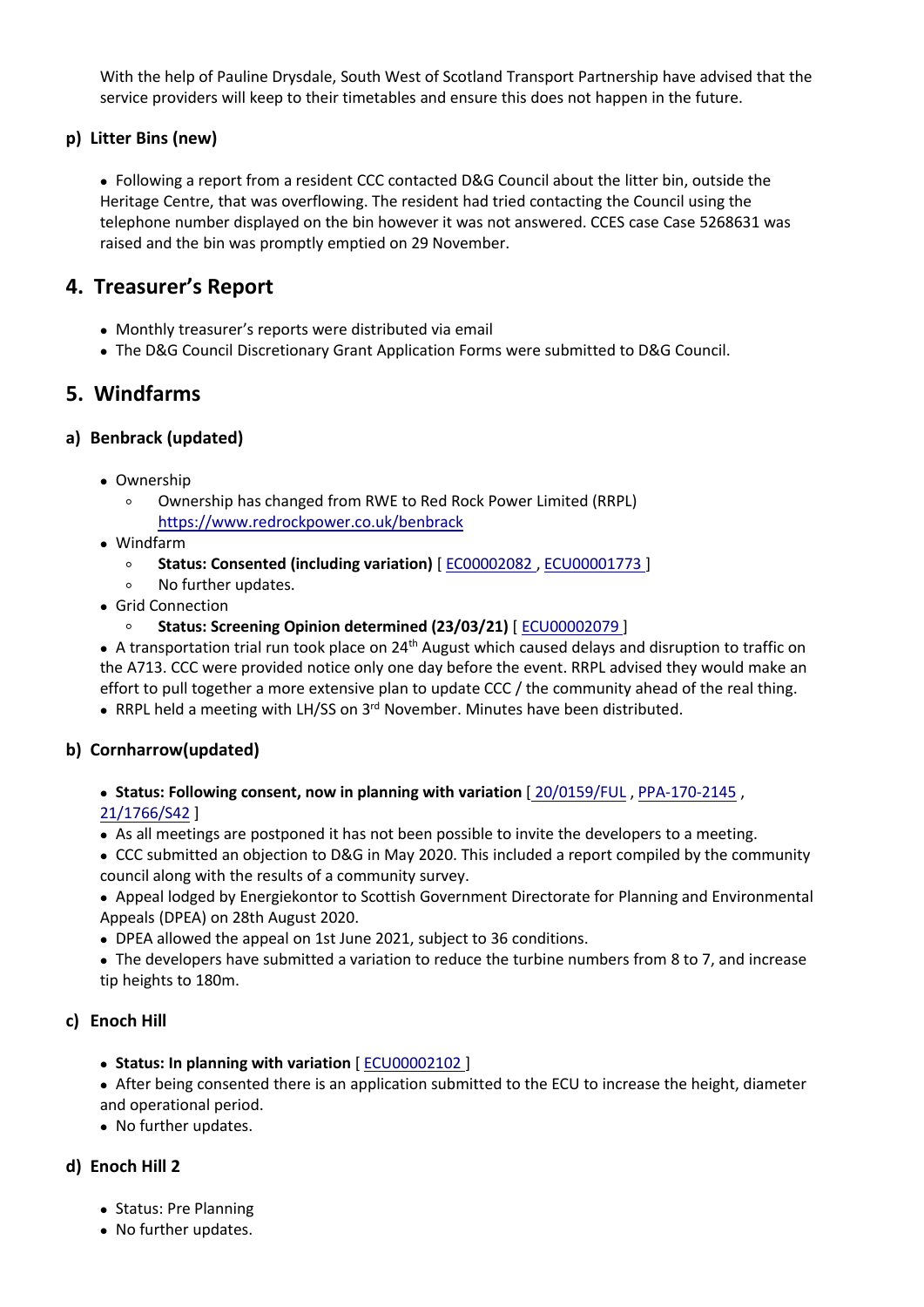With the help of Pauline Drysdale, South West of Scotland Transport Partnership have advised that the service providers will keep to their timetables and ensure this does not happen in the future.

### p) Litter Bins (new)

- Following a report from a resident CCC contacted D&G Council about the litter bin, outside the Heritage Centre, that was overflowing. The resident had tried contacting the Council using the telephone number displayed on the bin however it was not answered. CCES case Case 5268631 was raised and the bin was promptly emptied on 29 November.

## 4. Treasurer's Report

- Monthly treasurer's reports were distributed via email
- The D&G Council Discretionary Grant Application Forms were submitted to D&G Council.

## 5. Windfarms

### a) Benbrack (updated)

- Ownership
  - Ownership has changed from RWE to Red Rock Power Limited (RRPL) https://www.redrockpower.co.uk/benbrack
- Windfarm
  - **Status: Consented (including variation)** [ EC00002082 , ECU00001773 ]
  - No further updates.
- Grid Connection
  - **Status: Screening Opinion determined (23/03/21)** [ ECU00002079 ]
- A transportation trial run took place on 24th August which caused delays and disruption to traffic on the A713. CCC were provided notice only one day before the event. RRPL advised they would make an effort to pull together a more extensive plan to update CCC / the community ahead of the real thing.
- RRPL held a meeting with LH/SS on 3rd November. Minutes have been distributed.

### b) Cornharrow(updated)

- **Status: Following consent, now in planning with variation** [ 20/0159/FUL , PPA-170-2145 , 21/1766/S42 ]
- As all meetings are postponed it has not been possible to invite the developers to a meeting.
- CCC submitted an objection to D&G in May 2020. This included a report compiled by the community council along with the results of a community survey.
- Appeal lodged by Energiekontor to Scottish Government Directorate for Planning and Environmental Appeals (DPEA) on 28th August 2020.
- DPEA allowed the appeal on 1st June 2021, subject to 36 conditions.
- The developers have submitted a variation to reduce the turbine numbers from 8 to 7, and increase tip heights to 180m.

### c) Enoch Hill

- **Status: In planning with variation** [ ECU00002102 ]
- After being consented there is an application submitted to the ECU to increase the height, diameter and operational period.
- No further updates.

### d) Enoch Hill 2

- Status: Pre Planning
- No further updates.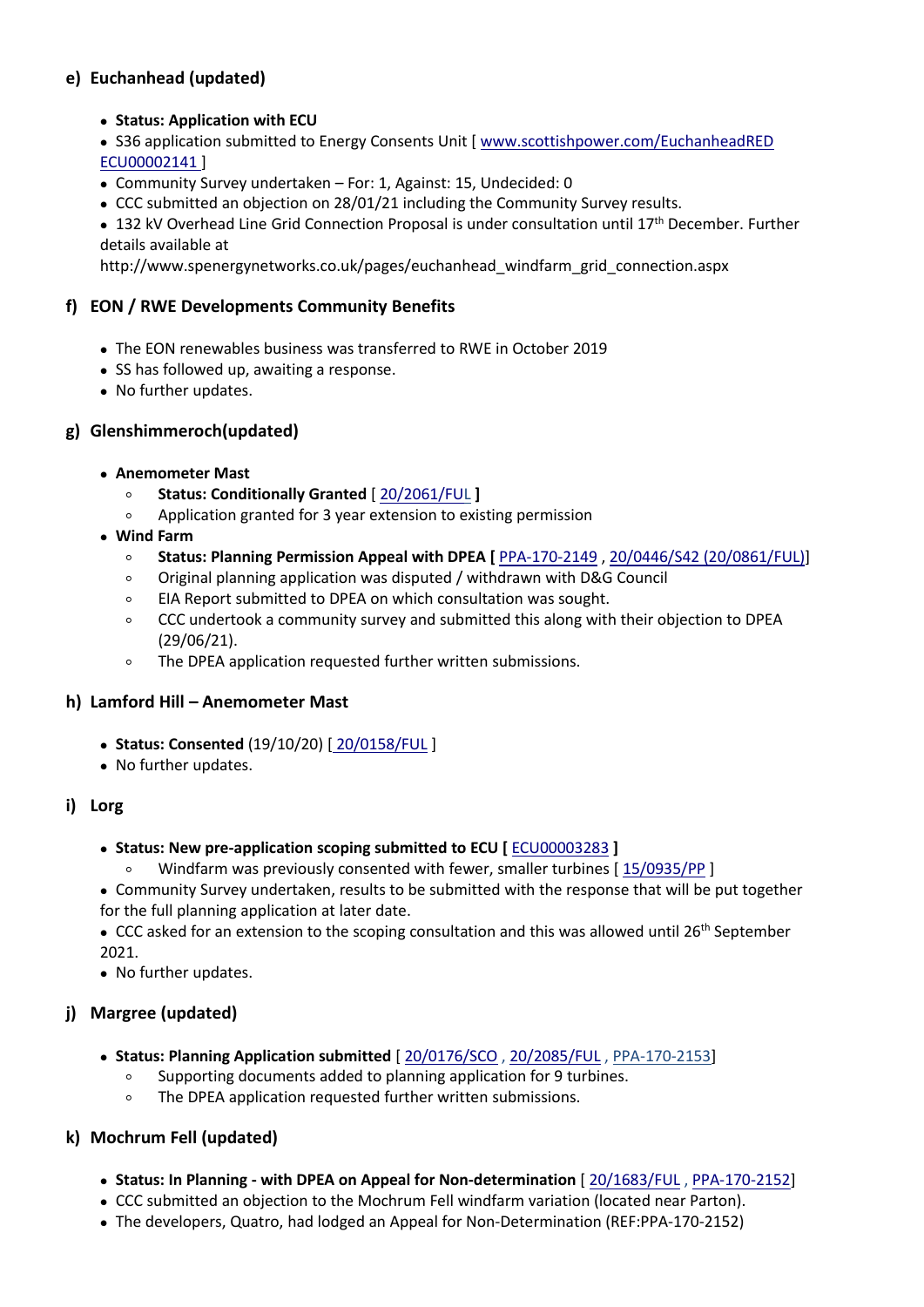## e) Euchanhead (updated)

- **Status: Application with ECU**
- S36 application submitted to Energy Consents Unit [ www.scottishpower.com/EuchanheadRED ECU00002141 ]
- Community Survey undertaken – For: 1, Against: 15, Undecided: 0
- CCC submitted an objection on 28/01/21 including the Community Survey results.
- 132 kV Overhead Line Grid Connection Proposal is under consultation until 17th December. Further details available at http://www.spenergynetworks.co.uk/pages/euchanhead_windfarm_grid_connection.aspx

## f) EON / RWE Developments Community Benefits

- The EON renewables business was transferred to RWE in October 2019
- SS has followed up, awaiting a response.
- No further updates.

## g) Glenshimmeroch(updated)

- **Anemometer Mast**
  - **Status: Conditionally Granted** [ 20/2061/FUL **]**
  - Application granted for 3 year extension to existing permission
- **Wind Farm**
  - **Status: Planning Permission Appeal with DPEA [** PPA-170-2149 , 20/0446/S42 (20/0861/FUL)]
  - Original planning application was disputed / withdrawn with D&G Council
  - EIA Report submitted to DPEA on which consultation was sought.
  - CCC undertook a community survey and submitted this along with their objection to DPEA (29/06/21).
  - The DPEA application requested further written submissions.

## h) Lamford Hill – Anemometer Mast

- **Status: Consented** (19/10/20) [ 20/0158/FUL ]
- No further updates.

## i) Lorg

- **Status: New pre-application scoping submitted to ECU [** ECU00003283 **]**
  - Windfarm was previously consented with fewer, smaller turbines [ 15/0935/PP ]
- Community Survey undertaken, results to be submitted with the response that will be put together for the full planning application at later date.
- CCC asked for an extension to the scoping consultation and this was allowed until 26th September 2021.
- No further updates.

## j) Margree (updated)

- **Status: Planning Application submitted** [ 20/0176/SCO , 20/2085/FUL , PPA-170-2153]
  - Supporting documents added to planning application for 9 turbines.
  - The DPEA application requested further written submissions.

## k) Mochrum Fell (updated)

- **Status: In Planning - with DPEA on Appeal for Non-determination** [ 20/1683/FUL , PPA-170-2152]
- CCC submitted an objection to the Mochrum Fell windfarm variation (located near Parton).
- The developers, Quatro, had lodged an Appeal for Non-Determination (REF:PPA-170-2152)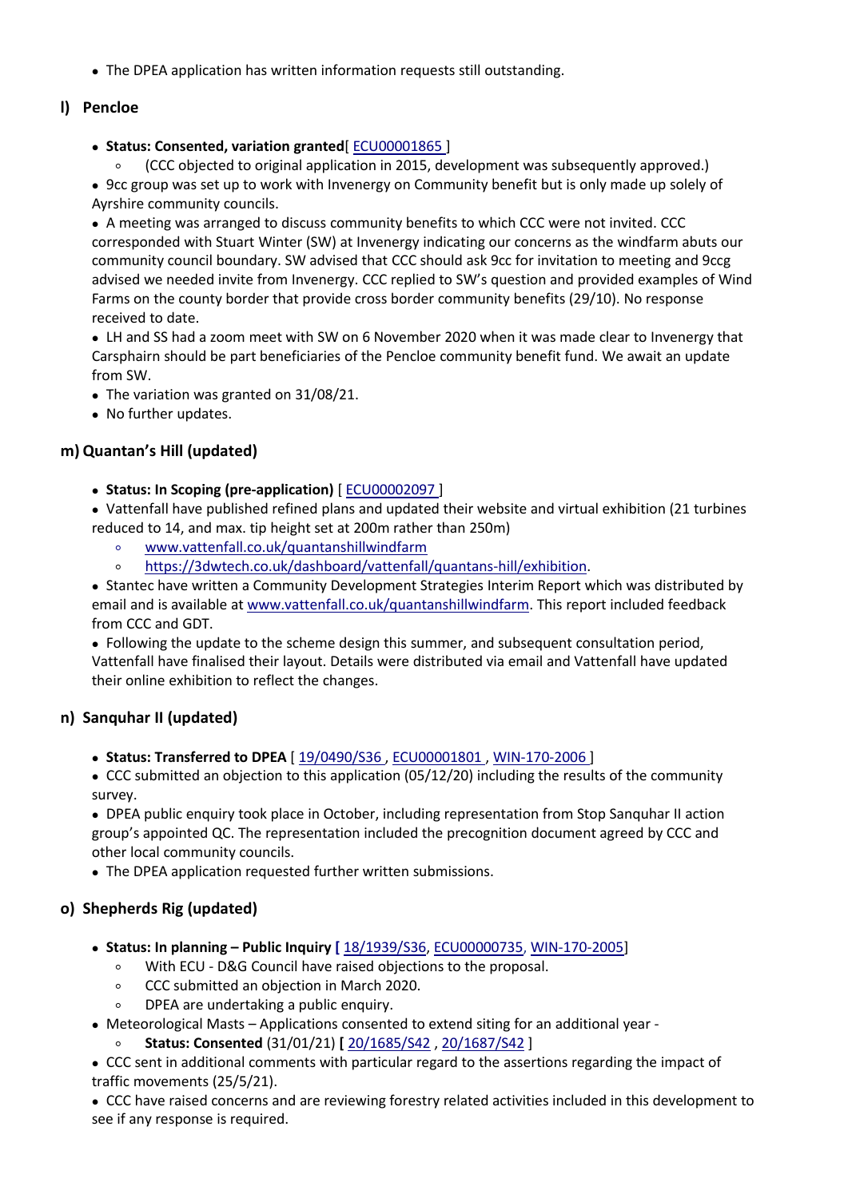- The DPEA application has written information requests still outstanding.

## l) Pencloe

- **Status: Consented, variation granted**[ ECU00001865 ]
  - (CCC objected to original application in 2015, development was subsequently approved.)
- 9cc group was set up to work with Invenergy on Community benefit but is only made up solely of Ayrshire community councils.
- A meeting was arranged to discuss community benefits to which CCC were not invited. CCC corresponded with Stuart Winter (SW) at Invenergy indicating our concerns as the windfarm abuts our community council boundary. SW advised that CCC should ask 9cc for invitation to meeting and 9ccg advised we needed invite from Invenergy. CCC replied to SW's question and provided examples of Wind Farms on the county border that provide cross border community benefits (29/10). No response received to date.
- LH and SS had a zoom meet with SW on 6 November 2020 when it was made clear to Invenergy that Carsphairn should be part beneficiaries of the Pencloe community benefit fund. We await an update from SW.
- The variation was granted on 31/08/21.
- No further updates.

## m) Quantan's Hill (updated)

- **Status: In Scoping (pre-application)** [ ECU00002097 ]
- Vattenfall have published refined plans and updated their website and virtual exhibition (21 turbines reduced to 14, and max. tip height set at 200m rather than 250m)
  - www.vattenfall.co.uk/quantanshillwindfarm
  - https://3dwtech.co.uk/dashboard/vattenfall/quantans-hill/exhibition.
- Stantec have written a Community Development Strategies Interim Report which was distributed by email and is available at www.vattenfall.co.uk/quantanshillwindfarm. This report included feedback from CCC and GDT.
- Following the update to the scheme design this summer, and subsequent consultation period, Vattenfall have finalised their layout. Details were distributed via email and Vattenfall have updated their online exhibition to reflect the changes.

## n) Sanquhar II (updated)

- **Status: Transferred to DPEA** [ 19/0490/S36 , ECU00001801 , WIN-170-2006 ]
- CCC submitted an objection to this application (05/12/20) including the results of the community survey.
- DPEA public enquiry took place in October, including representation from Stop Sanquhar II action group's appointed QC. The representation included the precognition document agreed by CCC and other local community councils.
- The DPEA application requested further written submissions.

## o) Shepherds Rig (updated)

- **Status: In planning – Public Inquiry [** 18/1939/S36, ECU00000735, WIN-170-2005]
  - With ECU - D&G Council have raised objections to the proposal.
  - CCC submitted an objection in March 2020.
  - DPEA are undertaking a public enquiry.
- Meteorological Masts – Applications consented to extend siting for an additional year -
  - **Status: Consented** (31/01/21) **[** 20/1685/S42 , 20/1687/S42 ]
- CCC sent in additional comments with particular regard to the assertions regarding the impact of traffic movements (25/5/21).
- CCC have raised concerns and are reviewing forestry related activities included in this development to see if any response is required.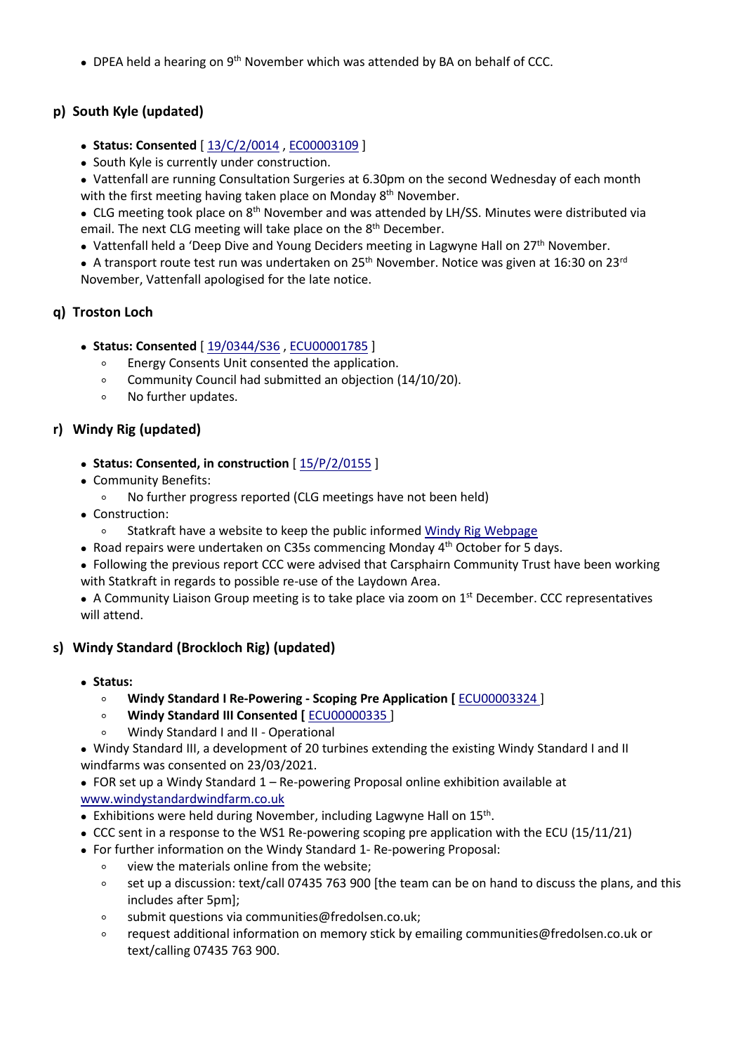- DPEA held a hearing on 9th November which was attended by BA on behalf of CCC.

## p) South Kyle (updated)

- **Status: Consented** [ 13/C/2/0014 , EC00003109 ]
- South Kyle is currently under construction.
- Vattenfall are running Consultation Surgeries at 6.30pm on the second Wednesday of each month with the first meeting having taken place on Monday 8th November.
- CLG meeting took place on 8th November and was attended by LH/SS. Minutes were distributed via email. The next CLG meeting will take place on the 8th December.
- Vattenfall held a 'Deep Dive and Young Deciders meeting in Lagwyne Hall on 27th November.
- A transport route test run was undertaken on 25th November. Notice was given at 16:30 on 23rd November, Vattenfall apologised for the late notice.

## q) Troston Loch

- **Status: Consented** [ 19/0344/S36 , ECU00001785 ]
  - Energy Consents Unit consented the application.
  - Community Council had submitted an objection (14/10/20).
  - No further updates.

## r) Windy Rig (updated)

- **Status: Consented, in construction** [ 15/P/2/0155 ]
- Community Benefits:
  - No further progress reported (CLG meetings have not been held)
- Construction:
  - Statkraft have a website to keep the public informed Windy Rig Webpage
- Road repairs were undertaken on C35s commencing Monday 4th October for 5 days.
- Following the previous report CCC were advised that Carsphairn Community Trust have been working with Statkraft in regards to possible re-use of the Laydown Area.
- A Community Liaison Group meeting is to take place via zoom on 1st December. CCC representatives will attend.

## s) Windy Standard (Brockloch Rig) (updated)

- **Status:**
  - **Windy Standard I Re-Powering - Scoping Pre Application [** ECU00003324 ]
  - **Windy Standard III Consented [** ECU00000335 ]
  - Windy Standard I and II - Operational
- Windy Standard III, a development of 20 turbines extending the existing Windy Standard I and II windfarms was consented on 23/03/2021.
- FOR set up a Windy Standard 1 – Re-powering Proposal online exhibition available at www.windystandardwindfarm.co.uk
- Exhibitions were held during November, including Lagwyne Hall on 15th.
- CCC sent in a response to the WS1 Re-powering scoping pre application with the ECU (15/11/21)
- For further information on the Windy Standard 1- Re-powering Proposal:
  - view the materials online from the website;
  - set up a discussion: text/call 07435 763 900 [the team can be on hand to discuss the plans, and this includes after 5pm];
  - submit questions via communities@fredolsen.co.uk;
  - request additional information on memory stick by emailing communities@fredolsen.co.uk or text/calling 07435 763 900.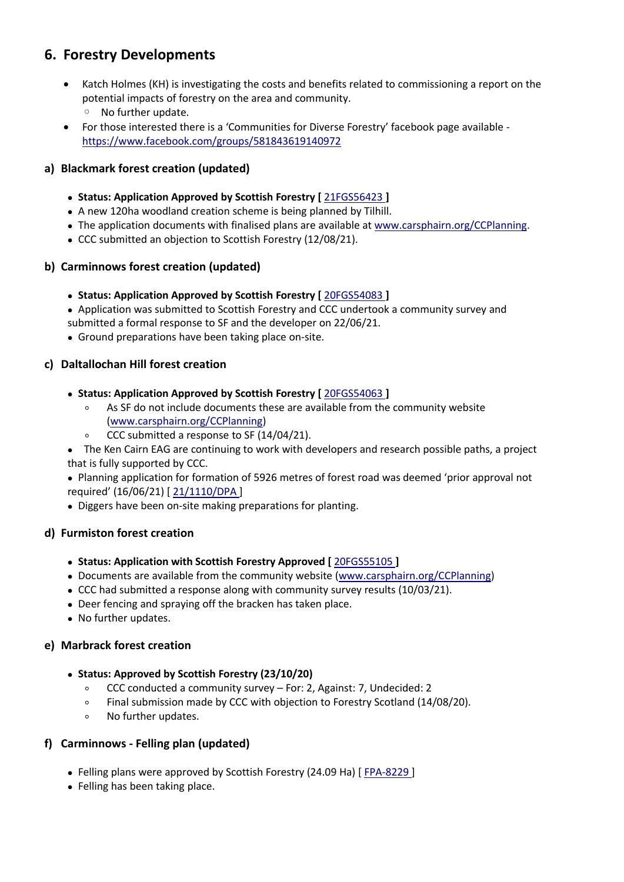## 6. Forestry Developments

- Katch Holmes (KH) is investigating the costs and benefits related to commissioning a report on the potential impacts of forestry on the area and community.
  - No further update.
- For those interested there is a 'Communities for Diverse Forestry' facebook page available - https://www.facebook.com/groups/581843619140972

### a) Blackmark forest creation (updated)

- **Status: Application Approved by Scottish Forestry [ 21FGS56423 ]**
- A new 120ha woodland creation scheme is being planned by Tilhill.
- The application documents with finalised plans are available at www.carsphairn.org/CCPlanning.
- CCC submitted an objection to Scottish Forestry (12/08/21).

### b) Carminnows forest creation (updated)

- **Status: Application Approved by Scottish Forestry [ 20FGS54083 ]**
- Application was submitted to Scottish Forestry and CCC undertook a community survey and submitted a formal response to SF and the developer on 22/06/21.
- Ground preparations have been taking place on-site.

### c) Daltallochan Hill forest creation

- **Status: Application Approved by Scottish Forestry [ 20FGS54063 ]**
  - As SF do not include documents these are available from the community website (www.carsphairn.org/CCPlanning)
  - CCC submitted a response to SF (14/04/21).
- The Ken Cairn EAG are continuing to work with developers and research possible paths, a project that is fully supported by CCC.
- Planning application for formation of 5926 metres of forest road was deemed 'prior approval not required' (16/06/21) [ 21/1110/DPA ]
- Diggers have been on-site making preparations for planting.

### d) Furmiston forest creation

- **Status: Application with Scottish Forestry Approved [ 20FGS55105 ]**
- Documents are available from the community website (www.carsphairn.org/CCPlanning)
- CCC had submitted a response along with community survey results (10/03/21).
- Deer fencing and spraying off the bracken has taken place.
- No further updates.

### e) Marbrack forest creation

- **Status: Approved by Scottish Forestry (23/10/20)**
  - CCC conducted a community survey – For: 2, Against: 7, Undecided: 2
  - Final submission made by CCC with objection to Forestry Scotland (14/08/20).
  - No further updates.

### f) Carminnows - Felling plan (updated)

- Felling plans were approved by Scottish Forestry (24.09 Ha) [ FPA-8229 ]
- Felling has been taking place.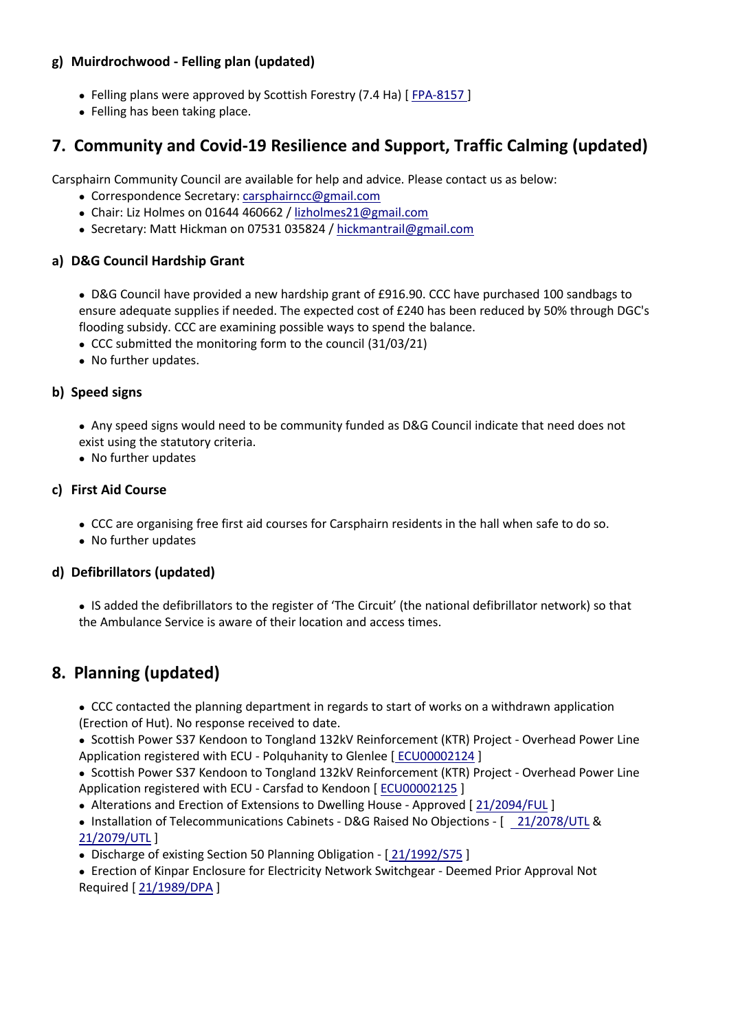### g) Muirdrochwood - Felling plan (updated)

- Felling plans were approved by Scottish Forestry (7.4 Ha) [ FPA-8157 ]
- Felling has been taking place.

## 7. Community and Covid-19 Resilience and Support, Traffic Calming (updated)

Carsphairn Community Council are available for help and advice. Please contact us as below:

- Correspondence Secretary: carsphairncc@gmail.com
- Chair: Liz Holmes on 01644 460662 / lizholmes21@gmail.com
- Secretary: Matt Hickman on 07531 035824 / hickmantrail@gmail.com

### a) D&G Council Hardship Grant

- D&G Council have provided a new hardship grant of £916.90. CCC have purchased 100 sandbags to ensure adequate supplies if needed. The expected cost of £240 has been reduced by 50% through DGC's flooding subsidy. CCC are examining possible ways to spend the balance.
- CCC submitted the monitoring form to the council (31/03/21)
- No further updates.

### b) Speed signs

- Any speed signs would need to be community funded as D&G Council indicate that need does not exist using the statutory criteria.
- No further updates

### c) First Aid Course

- CCC are organising free first aid courses for Carsphairn residents in the hall when safe to do so.
- No further updates

### d) Defibrillators (updated)

- IS added the defibrillators to the register of 'The Circuit' (the national defibrillator network) so that the Ambulance Service is aware of their location and access times.

## 8. Planning (updated)

- CCC contacted the planning department in regards to start of works on a withdrawn application (Erection of Hut). No response received to date.
- Scottish Power S37 Kendoon to Tongland 132kV Reinforcement (KTR) Project - Overhead Power Line Application registered with ECU - Polquhanity to Glenlee [ ECU00002124 ]
- Scottish Power S37 Kendoon to Tongland 132kV Reinforcement (KTR) Project - Overhead Power Line Application registered with ECU - Carsfad to Kendoon [ ECU00002125 ]
- Alterations and Erection of Extensions to Dwelling House - Approved [ 21/2094/FUL ]
- Installation of Telecommunications Cabinets - D&G Raised No Objections - [ 21/2078/UTL & 21/2079/UTL ]
- Discharge of existing Section 50 Planning Obligation - [ 21/1992/S75 ]
- Erection of Kinpar Enclosure for Electricity Network Switchgear - Deemed Prior Approval Not Required [ 21/1989/DPA ]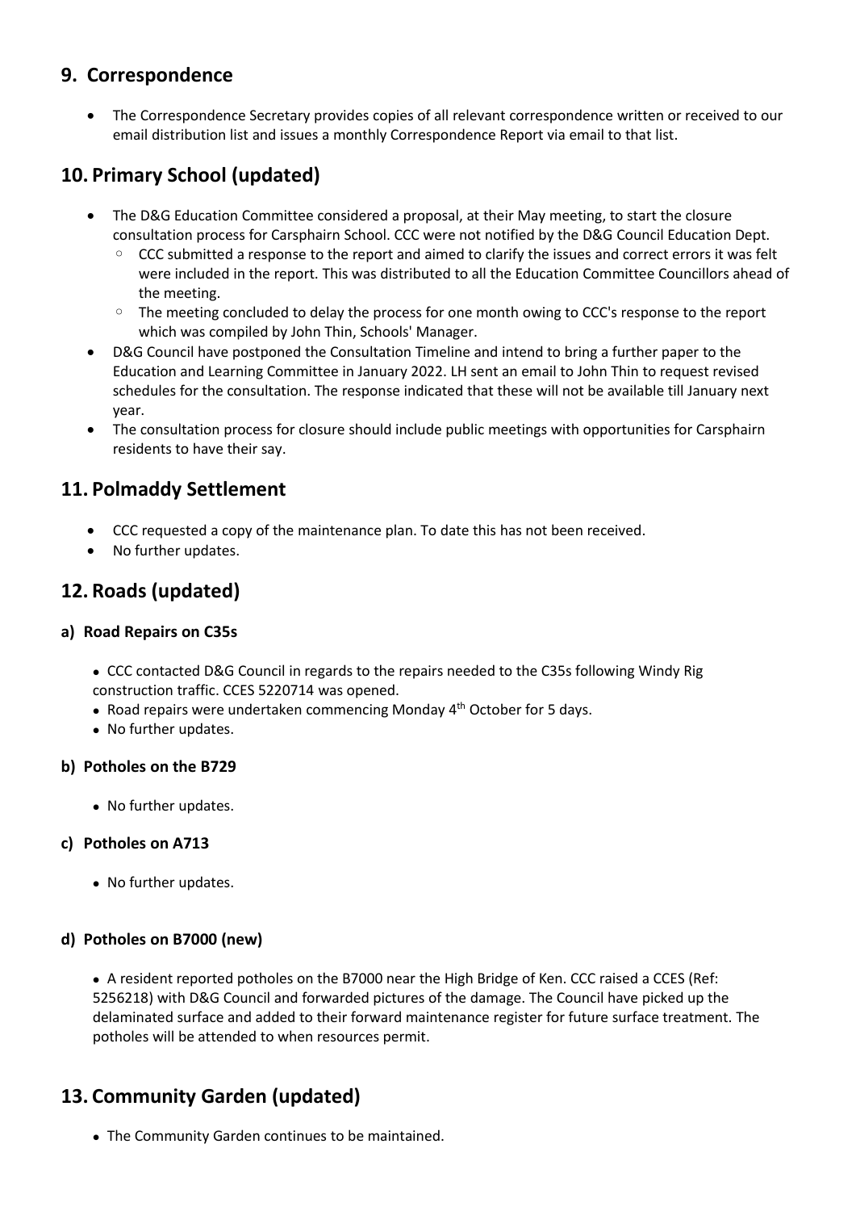## 9. Correspondence

- The Correspondence Secretary provides copies of all relevant correspondence written or received to our email distribution list and issues a monthly Correspondence Report via email to that list.

## 10. Primary School (updated)

- The D&G Education Committee considered a proposal, at their May meeting, to start the closure consultation process for Carsphairn School. CCC were not notified by the D&G Council Education Dept.
  - CCC submitted a response to the report and aimed to clarify the issues and correct errors it was felt were included in the report. This was distributed to all the Education Committee Councillors ahead of the meeting.
  - The meeting concluded to delay the process for one month owing to CCC's response to the report which was compiled by John Thin, Schools' Manager.
- D&G Council have postponed the Consultation Timeline and intend to bring a further paper to the Education and Learning Committee in January 2022. LH sent an email to John Thin to request revised schedules for the consultation. The response indicated that these will not be available till January next year.
- The consultation process for closure should include public meetings with opportunities for Carsphairn residents to have their say.

## 11. Polmaddy Settlement

- CCC requested a copy of the maintenance plan. To date this has not been received.
- No further updates.

## 12. Roads (updated)

### a) Road Repairs on C35s

- CCC contacted D&G Council in regards to the repairs needed to the C35s following Windy Rig construction traffic. CCES 5220714 was opened.
- Road repairs were undertaken commencing Monday 4th October for 5 days.
- No further updates.

### b) Potholes on the B729

- No further updates.

### c) Potholes on A713

- No further updates.

### d) Potholes on B7000 (new)

- A resident reported potholes on the B7000 near the High Bridge of Ken. CCC raised a CCES (Ref: 5256218) with D&G Council and forwarded pictures of the damage. The Council have picked up the delaminated surface and added to their forward maintenance register for future surface treatment. The potholes will be attended to when resources permit.

## 13. Community Garden (updated)

- The Community Garden continues to be maintained.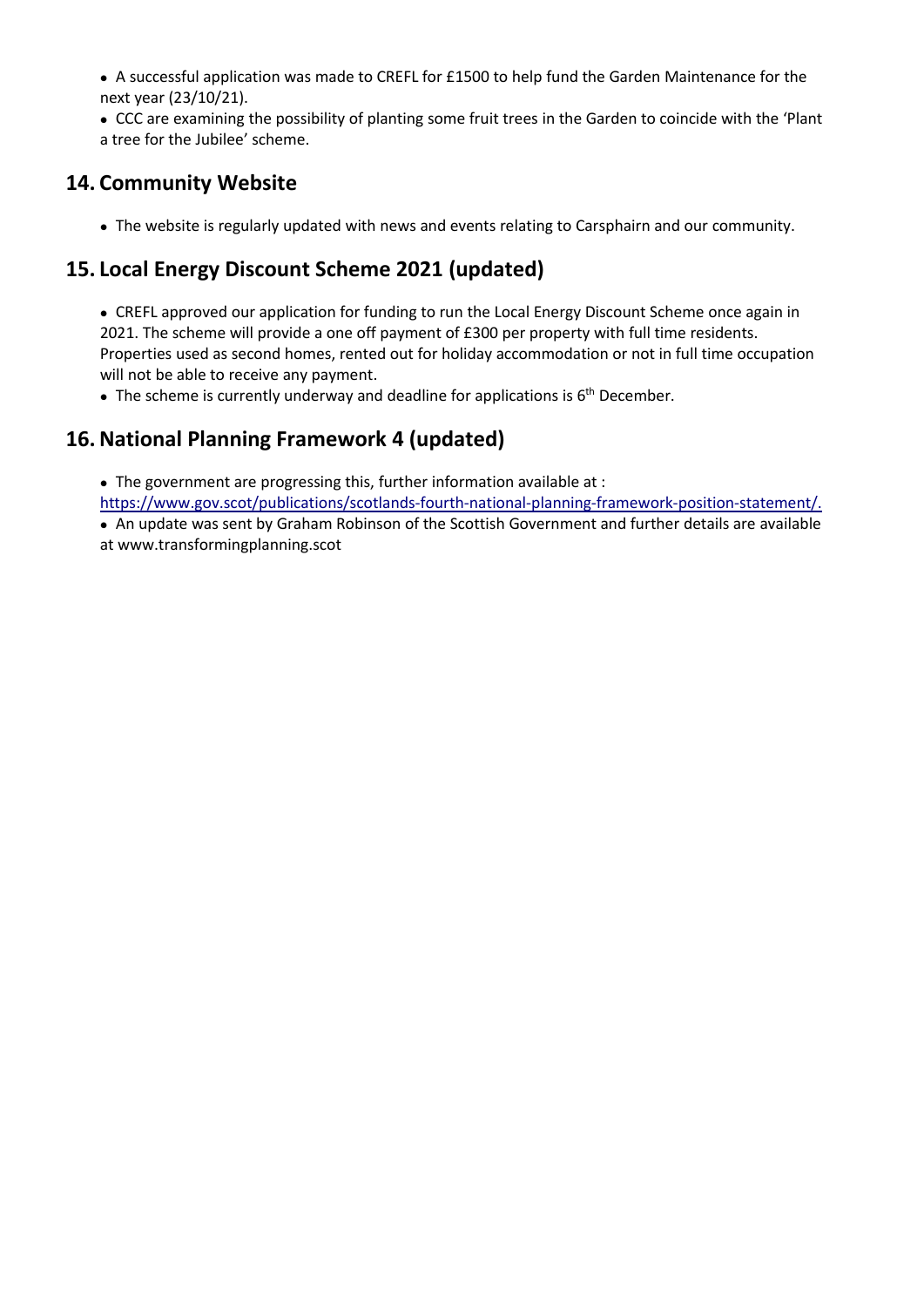- A successful application was made to CREFL for £1500 to help fund the Garden Maintenance for the next year (23/10/21).
- CCC are examining the possibility of planting some fruit trees in the Garden to coincide with the 'Plant a tree for the Jubilee' scheme.

## 14. Community Website

- The website is regularly updated with news and events relating to Carsphairn and our community.

## 15. Local Energy Discount Scheme 2021 (updated)

- CREFL approved our application for funding to run the Local Energy Discount Scheme once again in 2021. The scheme will provide a one off payment of £300 per property with full time residents. Properties used as second homes, rented out for holiday accommodation or not in full time occupation will not be able to receive any payment.
- The scheme is currently underway and deadline for applications is 6th December.

## 16. National Planning Framework 4 (updated)

- The government are progressing this, further information available at : https://www.gov.scot/publications/scotlands-fourth-national-planning-framework-position-statement/.
- An update was sent by Graham Robinson of the Scottish Government and further details are available at www.transformingplanning.scot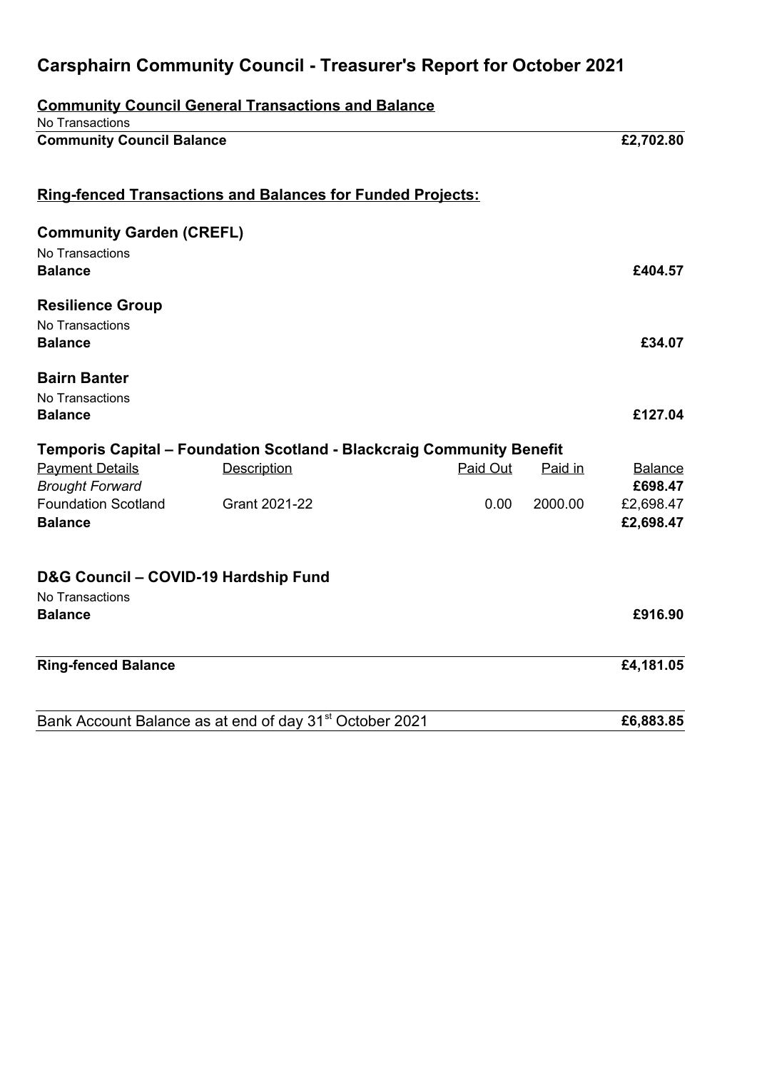# Carsphairn Community Council - Treasurer's Report for October 2021

## Community Council General Transactions and Balance

No Transactions

| | |
|---|---|
| **Community Council Balance** | **£2,702.80** |

## Ring-fenced Transactions and Balances for Funded Projects:

### Community Garden (CREFL)

No Transactions

| | |
|---|---|
| **Balance** | **£404.57** |

### Resilience Group

No Transactions

| | |
|---|---|
| **Balance** | **£34.07** |

### Bairn Banter

No Transactions

| | |
|---|---|
| **Balance** | **£127.04** |

### Temporis Capital – Foundation Scotland - Blackcraig Community Benefit

| Payment Details | Description | Paid Out | Paid in | Balance |
|---|---|---|---|---|
| *Brought Forward* | | | | **£698.47** |
| Foundation Scotland | Grant 2021-22 | 0.00 | 2000.00 | £2,698.47 |
| **Balance** | | | | **£2,698.47** |

### D&G Council – COVID-19 Hardship Fund

No Transactions

| | |
|---|---|
| **Balance** | **£916.90** |

| | |
|---|---|
| **Ring-fenced Balance** | **£4,181.05** |

| | |
|---|---|
| Bank Account Balance as at end of day 31st October 2021 | **£6,883.85** |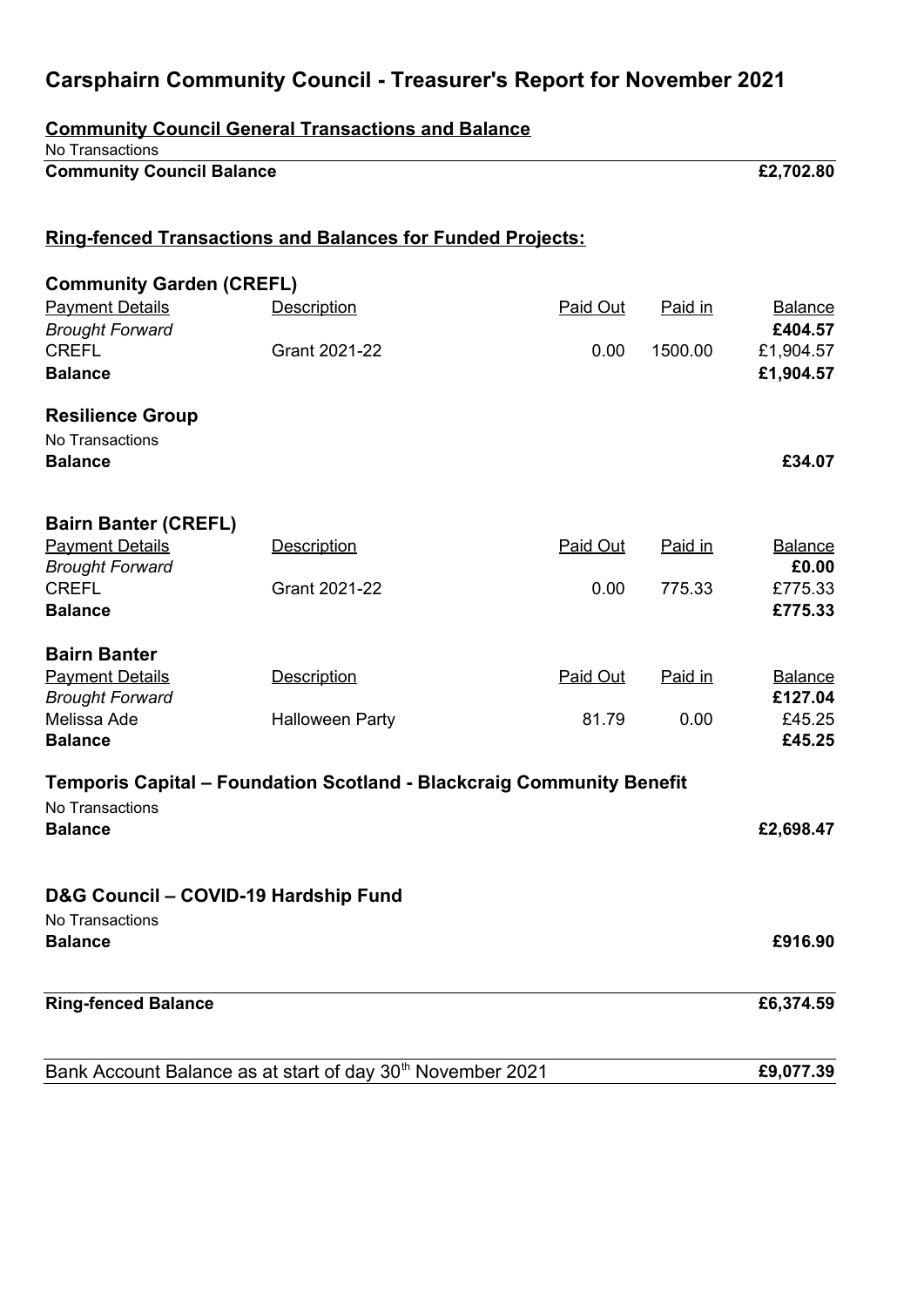# Carsphairn Community Council - Treasurer's Report for November 2021

## Community Council General Transactions and Balance

No Transactions

| | |
|---|---|
| **Community Council Balance** | **£2,702.80** |

## Ring-fenced Transactions and Balances for Funded Projects:

### Community Garden (CREFL)

| Payment Details | Description | Paid Out | Paid in | Balance |
|---|---|---|---|---|
| *Brought Forward* | | | | **£404.57** |
| CREFL | Grant 2021-22 | 0.00 | 1500.00 | £1,904.57 |
| **Balance** | | | | **£1,904.57** |

### Resilience Group

No Transactions

| | |
|---|---|
| **Balance** | **£34.07** |

### Bairn Banter (CREFL)

| Payment Details | Description | Paid Out | Paid in | Balance |
|---|---|---|---|---|
| *Brought Forward* | | | | **£0.00** |
| CREFL | Grant 2021-22 | 0.00 | 775.33 | £775.33 |
| **Balance** | | | | **£775.33** |

### Bairn Banter

| Payment Details | Description | Paid Out | Paid in | Balance |
|---|---|---|---|---|
| *Brought Forward* | | | | **£127.04** |
| Melissa Ade | Halloween Party | 81.79 | 0.00 | £45.25 |
| **Balance** | | | | **£45.25** |

### Temporis Capital – Foundation Scotland - Blackcraig Community Benefit

No Transactions

| | |
|---|---|
| **Balance** | **£2,698.47** |

### D&G Council – COVID-19 Hardship Fund

No Transactions

| | |
|---|---|
| **Balance** | **£916.90** |

| | |
|---|---|
| **Ring-fenced Balance** | **£6,374.59** |
| Bank Account Balance as at start of day 30th November 2021 | **£9,077.39** |